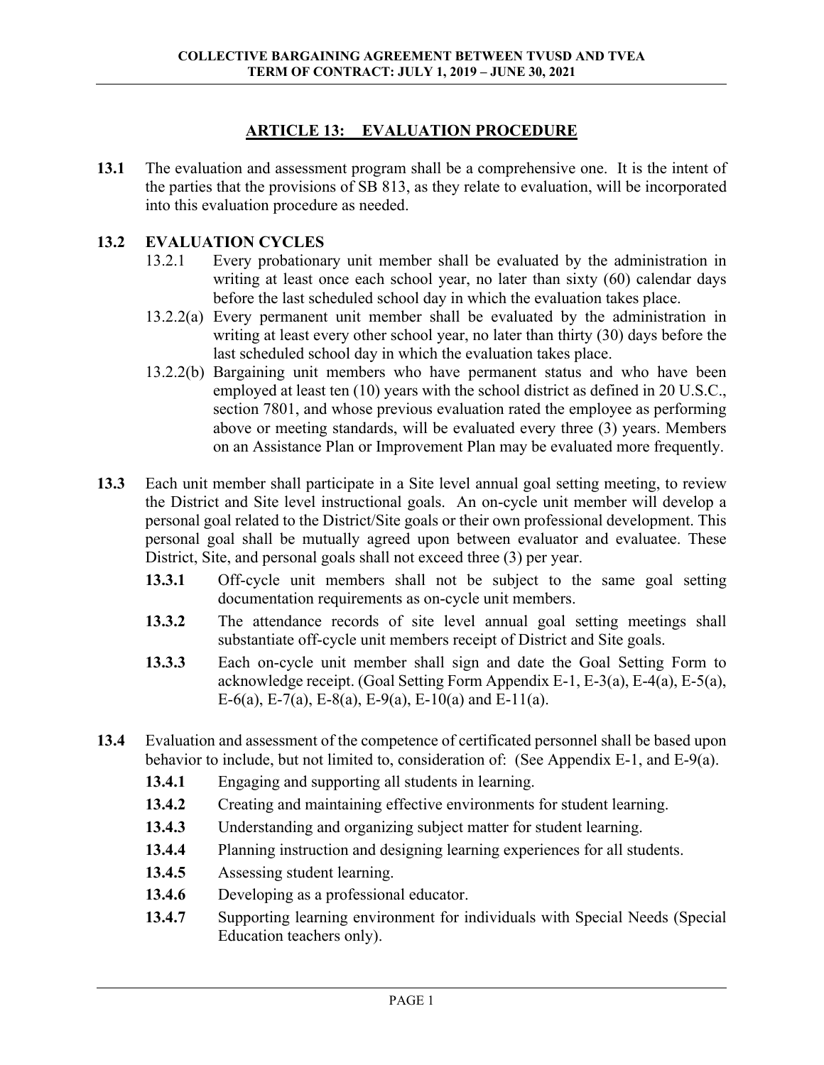## ARTICLE 13: EVALUATION PROCEDURE

**13.1** The evaluation and assessment program shall be a comprehensive one. It is the intent of the parties that the provisions of SB 813, as they relate to evaluation, will be incorporated into this evaluation procedure as needed.

**13.2 EVALUATION CYCLES**

13.2.1 Every probationary unit member shall be evaluated by the administration in writing at least once each school year, no later than sixty (60) calendar days before the last scheduled school day in which the evaluation takes place.

13.2.2(a) Every permanent unit member shall be evaluated by the administration in writing at least every other school year, no later than thirty (30) days before the last scheduled school day in which the evaluation takes place.

13.2.2(b) Bargaining unit members who have permanent status and who have been employed at least ten (10) years with the school district as defined in 20 U.S.C., section 7801, and whose previous evaluation rated the employee as performing above or meeting standards, will be evaluated every three (3) years. Members on an Assistance Plan or Improvement Plan may be evaluated more frequently.

**13.3** Each unit member shall participate in a Site level annual goal setting meeting, to review the District and Site level instructional goals. An on-cycle unit member will develop a personal goal related to the District/Site goals or their own professional development. This personal goal shall be mutually agreed upon between evaluator and evaluatee. These District, Site, and personal goals shall not exceed three (3) per year.

**13.3.1** Off-cycle unit members shall not be subject to the same goal setting documentation requirements as on-cycle unit members.

**13.3.2** The attendance records of site level annual goal setting meetings shall substantiate off-cycle unit members receipt of District and Site goals.

**13.3.3** Each on-cycle unit member shall sign and date the Goal Setting Form to acknowledge receipt. (Goal Setting Form Appendix E-1, E-3(a), E-4(a), E-5(a), E-6(a), E-7(a), E-8(a), E-9(a), E-10(a) and E-11(a).

**13.4** Evaluation and assessment of the competence of certificated personnel shall be based upon behavior to include, but not limited to, consideration of: (See Appendix E-1, and E-9(a).

**13.4.1** Engaging and supporting all students in learning.

**13.4.2** Creating and maintaining effective environments for student learning.

**13.4.3** Understanding and organizing subject matter for student learning.

**13.4.4** Planning instruction and designing learning experiences for all students.

**13.4.5** Assessing student learning.

**13.4.6** Developing as a professional educator.

**13.4.7** Supporting learning environment for individuals with Special Needs (Special Education teachers only).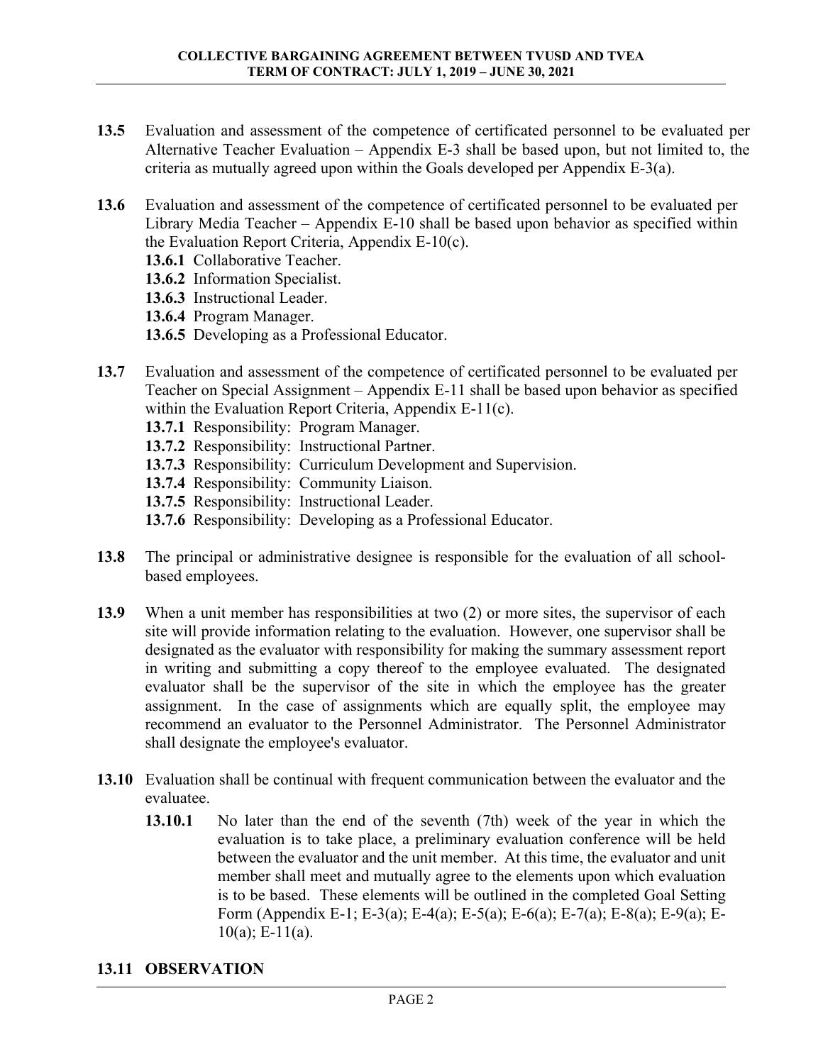**13.5** Evaluation and assessment of the competence of certificated personnel to be evaluated per Alternative Teacher Evaluation – Appendix E-3 shall be based upon, but not limited to, the criteria as mutually agreed upon within the Goals developed per Appendix E-3(a).

**13.6** Evaluation and assessment of the competence of certificated personnel to be evaluated per Library Media Teacher – Appendix E-10 shall be based upon behavior as specified within the Evaluation Report Criteria, Appendix E-10(c).

- **13.6.1** Collaborative Teacher.
- **13.6.2** Information Specialist.
- **13.6.3** Instructional Leader.
- **13.6.4** Program Manager.
- **13.6.5** Developing as a Professional Educator.

**13.7** Evaluation and assessment of the competence of certificated personnel to be evaluated per Teacher on Special Assignment – Appendix E-11 shall be based upon behavior as specified within the Evaluation Report Criteria, Appendix E-11(c).

- **13.7.1** Responsibility: Program Manager.
- **13.7.2** Responsibility: Instructional Partner.
- **13.7.3** Responsibility: Curriculum Development and Supervision.
- **13.7.4** Responsibility: Community Liaison.
- **13.7.5** Responsibility: Instructional Leader.
- **13.7.6** Responsibility: Developing as a Professional Educator.

**13.8** The principal or administrative designee is responsible for the evaluation of all school-based employees.

**13.9** When a unit member has responsibilities at two (2) or more sites, the supervisor of each site will provide information relating to the evaluation. However, one supervisor shall be designated as the evaluator with responsibility for making the summary assessment report in writing and submitting a copy thereof to the employee evaluated. The designated evaluator shall be the supervisor of the site in which the employee has the greater assignment. In the case of assignments which are equally split, the employee may recommend an evaluator to the Personnel Administrator. The Personnel Administrator shall designate the employee's evaluator.

**13.10** Evaluation shall be continual with frequent communication between the evaluator and the evaluatee.

**13.10.1** No later than the end of the seventh (7th) week of the year in which the evaluation is to take place, a preliminary evaluation conference will be held between the evaluator and the unit member. At this time, the evaluator and unit member shall meet and mutually agree to the elements upon which evaluation is to be based. These elements will be outlined in the completed Goal Setting Form (Appendix E-1; E-3(a); E-4(a); E-5(a); E-6(a); E-7(a); E-8(a); E-9(a); E-10(a); E-11(a).

## 13.11 OBSERVATION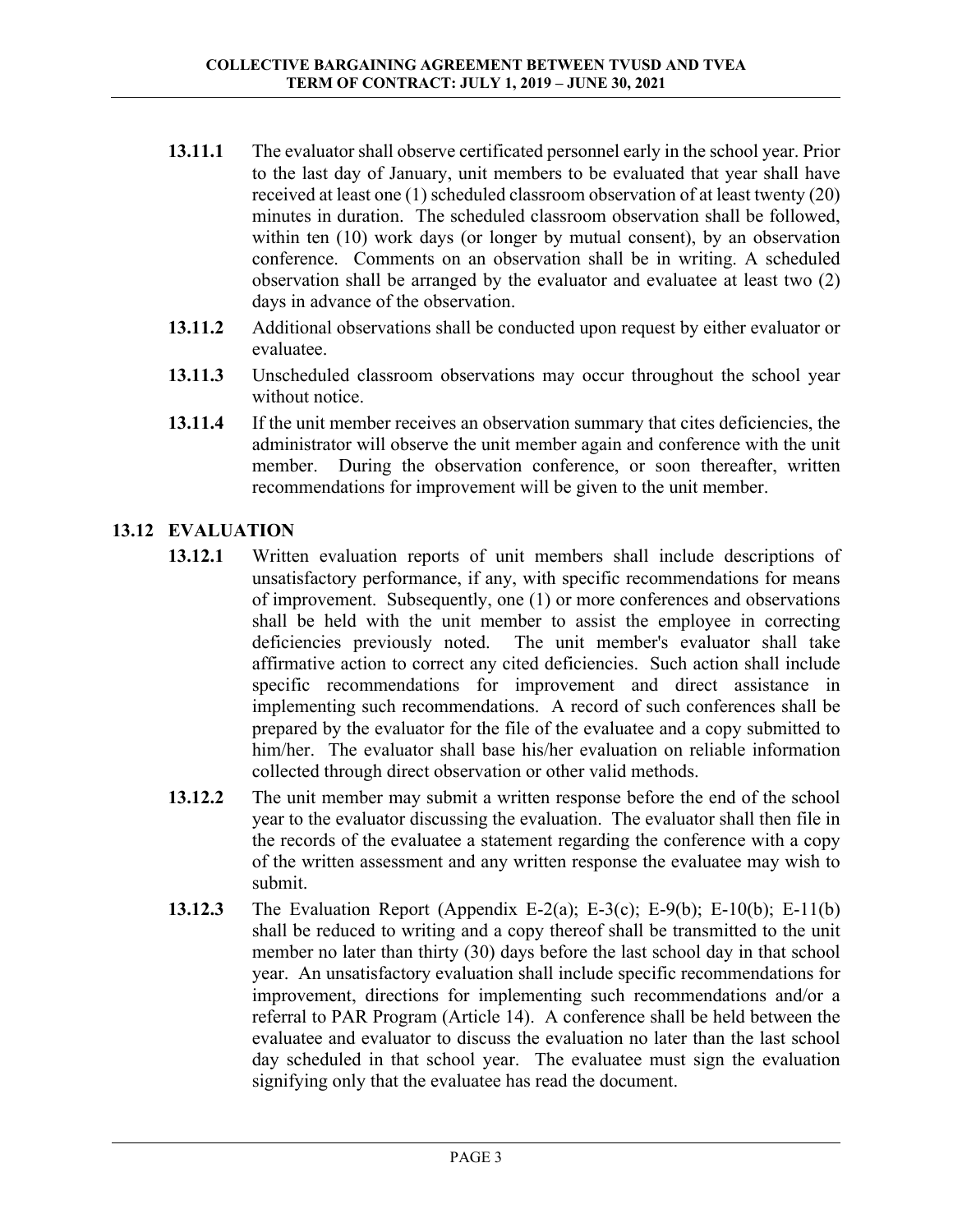**13.11.1** The evaluator shall observe certificated personnel early in the school year. Prior to the last day of January, unit members to be evaluated that year shall have received at least one (1) scheduled classroom observation of at least twenty (20) minutes in duration. The scheduled classroom observation shall be followed, within ten (10) work days (or longer by mutual consent), by an observation conference. Comments on an observation shall be in writing. A scheduled observation shall be arranged by the evaluator and evaluatee at least two (2) days in advance of the observation.

**13.11.2** Additional observations shall be conducted upon request by either evaluator or evaluatee.

**13.11.3** Unscheduled classroom observations may occur throughout the school year without notice.

**13.11.4** If the unit member receives an observation summary that cites deficiencies, the administrator will observe the unit member again and conference with the unit member. During the observation conference, or soon thereafter, written recommendations for improvement will be given to the unit member.

## 13.12 EVALUATION

**13.12.1** Written evaluation reports of unit members shall include descriptions of unsatisfactory performance, if any, with specific recommendations for means of improvement. Subsequently, one (1) or more conferences and observations shall be held with the unit member to assist the employee in correcting deficiencies previously noted. The unit member's evaluator shall take affirmative action to correct any cited deficiencies. Such action shall include specific recommendations for improvement and direct assistance in implementing such recommendations. A record of such conferences shall be prepared by the evaluator for the file of the evaluatee and a copy submitted to him/her. The evaluator shall base his/her evaluation on reliable information collected through direct observation or other valid methods.

**13.12.2** The unit member may submit a written response before the end of the school year to the evaluator discussing the evaluation. The evaluator shall then file in the records of the evaluatee a statement regarding the conference with a copy of the written assessment and any written response the evaluatee may wish to submit.

**13.12.3** The Evaluation Report (Appendix E-2(a); E-3(c); E-9(b); E-10(b); E-11(b) shall be reduced to writing and a copy thereof shall be transmitted to the unit member no later than thirty (30) days before the last school day in that school year. An unsatisfactory evaluation shall include specific recommendations for improvement, directions for implementing such recommendations and/or a referral to PAR Program (Article 14). A conference shall be held between the evaluatee and evaluator to discuss the evaluation no later than the last school day scheduled in that school year. The evaluatee must sign the evaluation signifying only that the evaluatee has read the document.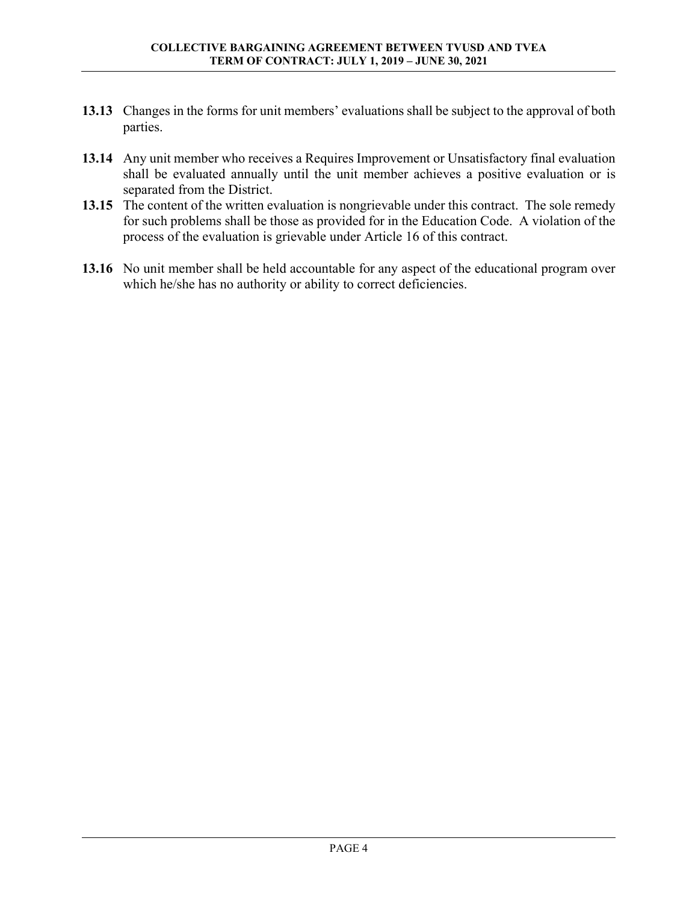**13.13** Changes in the forms for unit members' evaluations shall be subject to the approval of both parties.

**13.14** Any unit member who receives a Requires Improvement or Unsatisfactory final evaluation shall be evaluated annually until the unit member achieves a positive evaluation or is separated from the District.

**13.15** The content of the written evaluation is nongrievable under this contract. The sole remedy for such problems shall be those as provided for in the Education Code. A violation of the process of the evaluation is grievable under Article 16 of this contract.

**13.16** No unit member shall be held accountable for any aspect of the educational program over which he/she has no authority or ability to correct deficiencies.